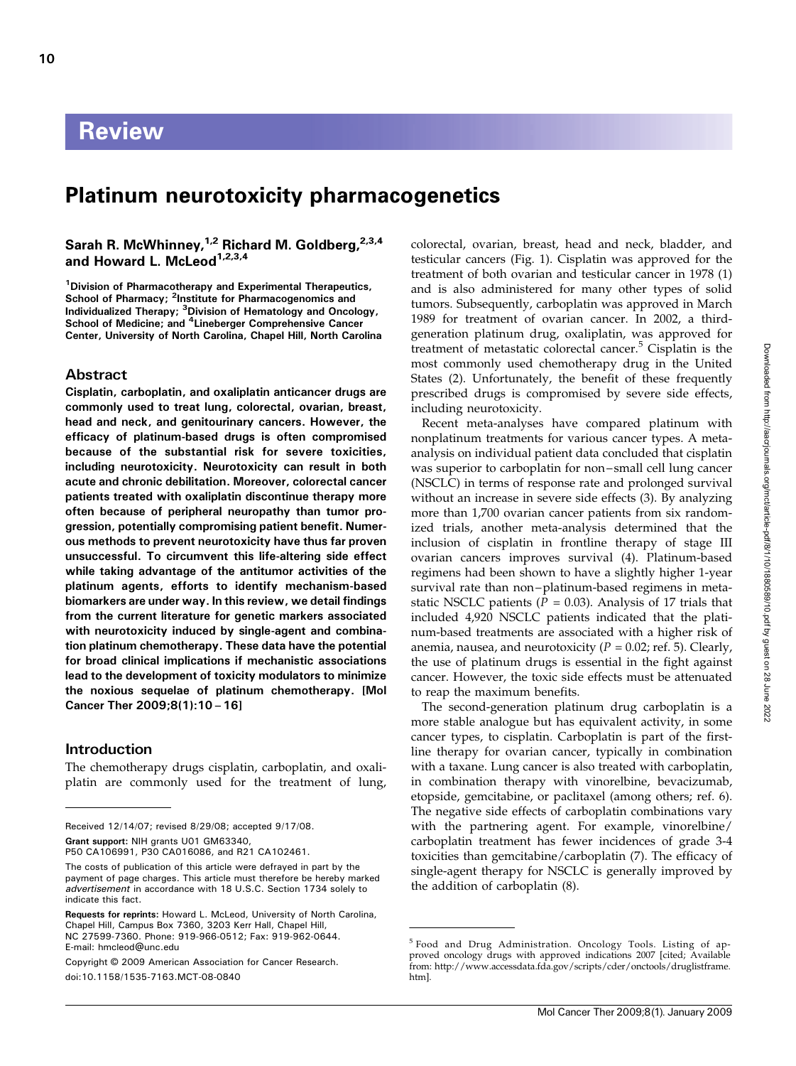# Review

# Platinum neurotoxicity pharmacogenetics

**Sarah R. McWhinney,[1,2] Richard M. Goldberg,[2,3,4] and Howard L. McLeod[1,2,3,4]**

[1]Division of Pharmacotherapy and Experimental Therapeutics, School of Pharmacy; [2]Institute for Pharmacogenomics and Individualized Therapy; [3]Division of Hematology and Oncology, School of Medicine; and [4]Lineberger Comprehensive Cancer Center, University of North Carolina, Chapel Hill, North Carolina

## Abstract

**Cisplatin, carboplatin, and oxaliplatin anticancer drugs are commonly used to treat lung, colorectal, ovarian, breast, head and neck, and genitourinary cancers. However, the efficacy of platinum-based drugs is often compromised because of the substantial risk for severe toxicities, including neurotoxicity. Neurotoxicity can result in both acute and chronic debilitation. Moreover, colorectal cancer patients treated with oxaliplatin discontinue therapy more often because of peripheral neuropathy than tumor progression, potentially compromising patient benefit. Numerous methods to prevent neurotoxicity have thus far proven unsuccessful. To circumvent this life-altering side effect while taking advantage of the antitumor activities of the platinum agents, efforts to identify mechanism-based biomarkers are under way. In this review, we detail findings from the current literature for genetic markers associated with neurotoxicity induced by single-agent and combination platinum chemotherapy. These data have the potential for broad clinical implications if mechanistic associations lead to the development of toxicity modulators to minimize the noxious sequelae of platinum chemotherapy. [Mol Cancer Ther 2009;8(1):10–16]**

## Introduction

The chemotherapy drugs cisplatin, carboplatin, and oxaliplatin are commonly used for the treatment of lung, colorectal, ovarian, breast, head and neck, bladder, and testicular cancers (Fig. 1). Cisplatin was approved for the treatment of both ovarian and testicular cancer in 1978 (1) and is also administered for many other types of solid tumors. Subsequently, carboplatin was approved in March 1989 for treatment of ovarian cancer. In 2002, a third-generation platinum drug, oxaliplatin, was approved for treatment of metastatic colorectal cancer.[5] Cisplatin is the most commonly used chemotherapy drug in the United States (2). Unfortunately, the benefit of these frequently prescribed drugs is compromised by severe side effects, including neurotoxicity.

Recent meta-analyses have compared platinum with nonplatinum treatments for various cancer types. A meta-analysis on individual patient data concluded that cisplatin was superior to carboplatin for non–small cell lung cancer (NSCLC) in terms of response rate and prolonged survival without an increase in severe side effects (3). By analyzing more than 1,700 ovarian cancer patients from six randomized trials, another meta-analysis determined that the inclusion of cisplatin in frontline therapy of stage III ovarian cancers improves survival (4). Platinum-based regimens had been shown to have a slightly higher 1-year survival rate than non–platinum-based regimens in metastatic NSCLC patients ($P = 0.03$). Analysis of 17 trials that included 4,920 NSCLC patients indicated that the platinum-based treatments are associated with a higher risk of anemia, nausea, and neurotoxicity ($P = 0.02$; ref. 5). Clearly, the use of platinum drugs is essential in the fight against cancer. However, the toxic side effects must be attenuated to reap the maximum benefits.

The second-generation platinum drug carboplatin is a more stable analogue but has equivalent activity, in some cancer types, to cisplatin. Carboplatin is part of the first-line therapy for ovarian cancer, typically in combination with a taxane. Lung cancer is also treated with carboplatin, in combination therapy with vinorelbine, bevacizumab, etoposide, gemcitabine, or paclitaxel (among others; ref. 6). The negative side effects of carboplatin combinations vary with the partnering agent. For example, vinorelbine/carboplatin treatment has fewer incidences of grade 3-4 toxicities than gemcitabine/carboplatin (7). The efficacy of single-agent therapy for NSCLC is generally improved by the addition of carboplatin (8).

Received 12/14/07; revised 8/29/08; accepted 9/17/08.

**Grant support:** NIH grants U01 GM63340, P50 CA106991, P30 CA016086, and R21 CA102461.

The costs of publication of this article were defrayed in part by the payment of page charges. This article must therefore be hereby marked *advertisement* in accordance with 18 U.S.C. Section 1734 solely to indicate this fact.

**Requests for reprints:** Howard L. McLeod, University of North Carolina, Chapel Hill, Campus Box 7360, 3203 Kerr Hall, Chapel Hill, NC 27599-7360. Phone: 919-966-0512; Fax: 919-962-0644. E-mail: hmcleod@unc.edu

Copyright © 2009 American Association for Cancer Research.

doi:10.1158/1535-7163.MCT-08-0840

[5] Food and Drug Administration. Oncology Tools. Listing of approved oncology drugs with approved indications 2007 [cited; Available from: http://www.accessdata.fda.gov/scripts/cder/onctools/druglistframe.htm].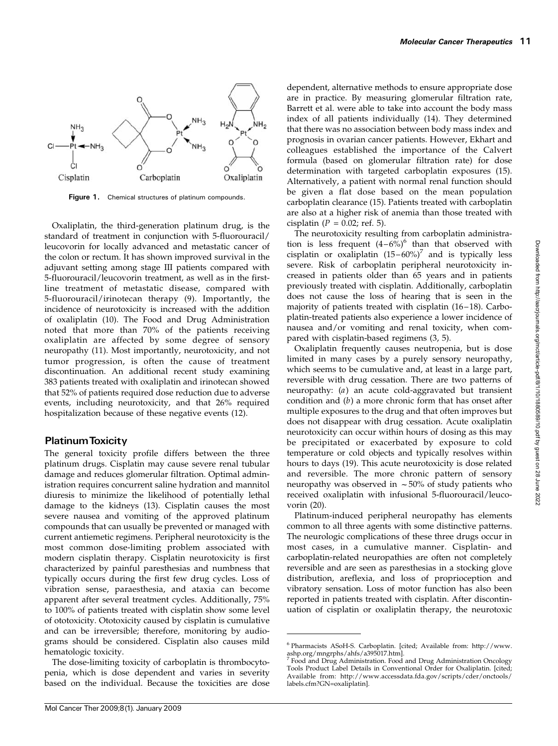Figure 1. Chemical structures of platinum compounds.

Oxaliplatin, the third-generation platinum drug, is the standard of treatment in conjunction with 5-fluorouracil/leucovorin for locally advanced and metastatic cancer of the colon or rectum. It has shown improved survival in the adjuvant setting among stage III patients compared with 5-fluorouracil/leucovorin treatment, as well as in the first-line treatment of metastatic disease, compared with 5-fluorouracil/irinotecan therapy (9). Importantly, the incidence of neurotoxicity is increased with the addition of oxaliplatin (10). The Food and Drug Administration noted that more than 70% of the patients receiving oxaliplatin are affected by some degree of sensory neuropathy (11). Most importantly, neurotoxicity, and not tumor progression, is often the cause of treatment discontinuation. An additional recent study examining 383 patients treated with oxaliplatin and irinotecan showed that 52% of patients required dose reduction due to adverse events, including neurotoxicity, and that 26% required hospitalization because of these negative events (12).

## Platinum Toxicity

The general toxicity profile differs between the three platinum drugs. Cisplatin may cause severe renal tubular damage and reduces glomerular filtration. Optimal administration requires concurrent saline hydration and mannitol diuresis to minimize the likelihood of potentially lethal damage to the kidneys (13). Cisplatin causes the most severe nausea and vomiting of the approved platinum compounds that can usually be prevented or managed with current antiemetic regimens. Peripheral neurotoxicity is the most common dose-limiting problem associated with modern cisplatin therapy. Cisplatin neurotoxicity is first characterized by painful paresthesias and numbness that typically occurs during the first few drug cycles. Loss of vibration sense, paraesthesia, and ataxia can become apparent after several treatment cycles. Additionally, 75% to 100% of patients treated with cisplatin show some level of ototoxicity. Ototoxicity caused by cisplatin is cumulative and can be irreversible; therefore, monitoring by audiograms should be considered. Cisplatin also causes mild hematologic toxicity.

The dose-limiting toxicity of carboplatin is thrombocytopenia, which is dose dependent and varies in severity based on the individual. Because the toxicities are dose dependent, alternative methods to ensure appropriate dose are in practice. By measuring glomerular filtration rate, Barrett et al. were able to take into account the body mass index of all patients individually (14). They determined that there was no association between body mass index and prognosis in ovarian cancer patients. However, Ekhart and colleagues established the importance of the Calvert formula (based on glomerular filtration rate) for dose determination with targeted carboplatin exposures (15). Alternatively, a patient with normal renal function should be given a flat dose based on the mean population carboplatin clearance (15). Patients treated with carboplatin are also at a higher risk of anemia than those treated with cisplatin ($P = 0.02$; ref. 5).

The neurotoxicity resulting from carboplatin administration is less frequent (4–6%)[6] than that observed with cisplatin or oxaliplatin (15–60%)[7] and is typically less severe. Risk of carboplatin peripheral neurotoxicity increased in patients older than 65 years and in patients previously treated with cisplatin. Additionally, carboplatin does not cause the loss of hearing that is seen in the majority of patients treated with cisplatin (16–18). Carboplatin-treated patients also experience a lower incidence of nausea and/or vomiting and renal toxicity, when compared with cisplatin-based regimens (3, 5).

Oxaliplatin frequently causes neutropenia, but is dose limited in many cases by a purely sensory neuropathy, which seems to be cumulative and, at least in a large part, reversible with drug cessation. There are two patterns of neuropathy: (*a*) an acute cold-aggravated but transient condition and (*b*) a more chronic form that has onset after multiple exposures to the drug and that often improves but does not disappear with drug cessation. Acute oxaliplatin neurotoxicity can occur within hours of dosing as this may be precipitated or exacerbated by exposure to cold temperature or cold objects and typically resolves within hours to days (19). This acute neurotoxicity is dose related and reversible. The more chronic pattern of sensory neuropathy was observed in ~50% of study patients who received oxaliplatin with infusional 5-fluorouracil/leucovorin (20).

Platinum-induced peripheral neuropathy has elements common to all three agents with some distinctive patterns. The neurologic complications of these three drugs occur in most cases, in a cumulative manner. Cisplatin- and carboplatin-related neuropathies are often not completely reversible and are seen as paresthesias in a stocking glove distribution, areflexia, and loss of proprioception and vibratory sensation. Loss of motor function has also been reported in patients treated with cisplatin. After discontinuation of cisplatin or oxaliplatin therapy, the neurotoxic

[6] Pharmacists ASoH-S. Carboplatin. [cited; Available from: http://www.ashp.org/mngrphs/ahfs/a395017.htm].

[7] Food and Drug Administration. Food and Drug Administration Oncology Tools Product Label Details in Conventional Order for Oxaliplatin. [cited; Available from: http://www.accessdata.fda.gov/scripts/cder/onctools/labels.cfm?GN=oxaliplatin].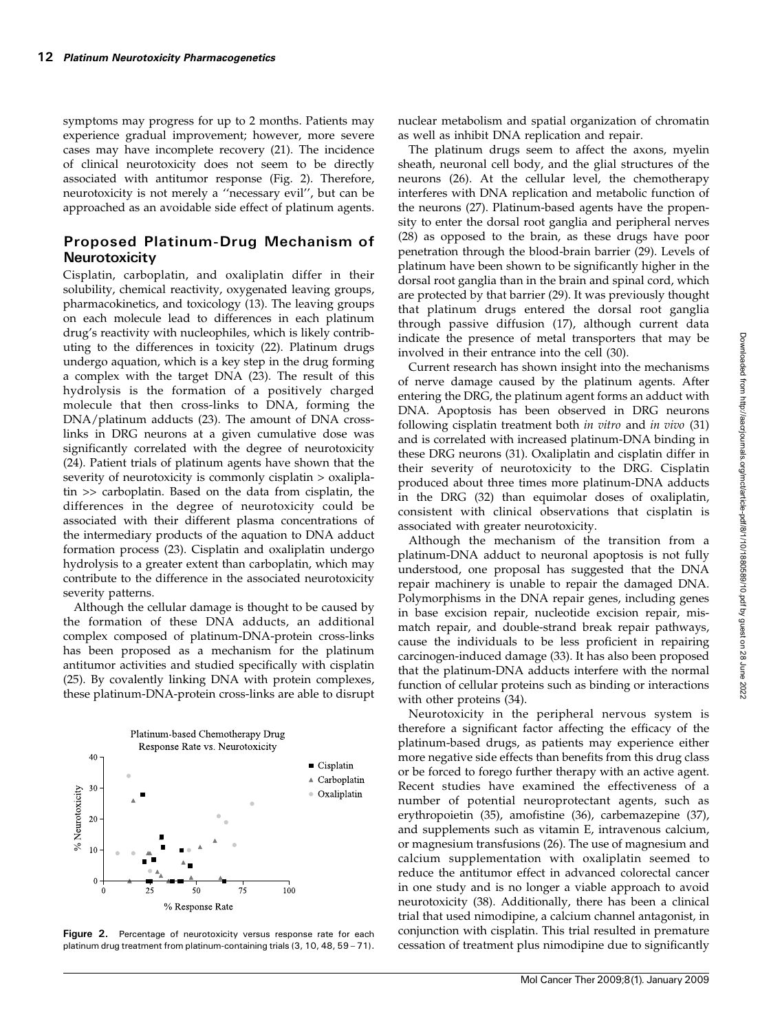symptoms may progress for up to 2 months. Patients may experience gradual improvement; however, more severe cases may have incomplete recovery (21). The incidence of clinical neurotoxicity does not seem to be directly associated with antitumor response (Fig. 2). Therefore, neurotoxicity is not merely a ''necessary evil'', but can be approached as an avoidable side effect of platinum agents.

## Proposed Platinum-Drug Mechanism of Neurotoxicity

Cisplatin, carboplatin, and oxaliplatin differ in their solubility, chemical reactivity, oxygenated leaving groups, pharmacokinetics, and toxicology (13). The leaving groups on each molecule lead to differences in each platinum drug's reactivity with nucleophiles, which is likely contributing to the differences in toxicity (22). Platinum drugs undergo aquation, which is a key step in the drug forming a complex with the target DNA (23). The result of this hydrolysis is the formation of a positively charged molecule that then cross-links to DNA, forming the DNA/platinum adducts (23). The amount of DNA cross-links in DRG neurons at a given cumulative dose was significantly correlated with the degree of neurotoxicity (24). Patient trials of platinum agents have shown that the severity of neurotoxicity is commonly cisplatin > oxaliplatin >> carboplatin. Based on the data from cisplatin, the differences in the degree of neurotoxicity could be associated with their different plasma concentrations of the intermediary products of the aquation to DNA adduct formation process (23). Cisplatin and oxaliplatin undergo hydrolysis to a greater extent than carboplatin, which may contribute to the difference in the associated neurotoxicity severity patterns.

Although the cellular damage is thought to be caused by the formation of these DNA adducts, an additional complex composed of platinum-DNA-protein cross-links has been proposed as a mechanism for the platinum antitumor activities and studied specifically with cisplatin (25). By covalently linking DNA with protein complexes, these platinum-DNA-protein cross-links are able to disrupt nuclear metabolism and spatial organization of chromatin as well as inhibit DNA replication and repair.

The platinum drugs seem to affect the axons, myelin sheath, neuronal cell body, and the glial structures of the neurons (26). At the cellular level, the chemotherapy interferes with DNA replication and metabolic function of the neurons (27). Platinum-based agents have the propensity to enter the dorsal root ganglia and peripheral nerves (28) as opposed to the brain, as these drugs have poor penetration through the blood-brain barrier (29). Levels of platinum have been shown to be significantly higher in the dorsal root ganglia than in the brain and spinal cord, which are protected by that barrier (29). It was previously thought that platinum drugs entered the dorsal root ganglia through passive diffusion (17), although current data indicate the presence of metal transporters that may be involved in their entrance into the cell (30).

Current research has shown insight into the mechanisms of nerve damage caused by the platinum agents. After entering the DRG, the platinum agent forms an adduct with DNA. Apoptosis has been observed in DRG neurons following cisplatin treatment both *in vitro* and *in vivo* (31) and is correlated with increased platinum-DNA binding in these DRG neurons (31). Oxaliplatin and cisplatin differ in their severity of neurotoxicity to the DRG. Cisplatin produced about three times more platinum-DNA adducts in the DRG (32) than equimolar doses of oxaliplatin, consistent with clinical observations that cisplatin is associated with greater neurotoxicity.

Although the mechanism of the transition from a platinum-DNA adduct to neuronal apoptosis is not fully understood, one proposal has suggested that the DNA repair machinery is unable to repair the damaged DNA. Polymorphisms in the DNA repair genes, including genes in base excision repair, nucleotide excision repair, mismatch repair, and double-strand break repair pathways, cause the individuals to be less proficient in repairing carcinogen-induced damage (33). It has also been proposed that the platinum-DNA adducts interfere with the normal function of cellular proteins such as binding or interactions with other proteins (34).

Neurotoxicity in the peripheral nervous system is therefore a significant factor affecting the efficacy of the platinum-based drugs, as patients may experience either more negative side effects than benefits from this drug class or be forced to forego further therapy with an active agent. Recent studies have examined the effectiveness of a number of potential neuroprotectant agents, such as erythropoietin (35), amofistine (36), carbemazepine (37), and supplements such as vitamin E, intravenous calcium, or magnesium transfusions (26). The use of magnesium and calcium supplementation with oxaliplatin seemed to reduce the antitumor effect in advanced colorectal cancer in one study and is no longer a viable approach to avoid neurotoxicity (38). Additionally, there has been a clinical trial that used nimodipine, a calcium channel antagonist, in conjunction with cisplatin. This trial resulted in premature cessation of treatment plus nimodipine due to significantly

**Figure 2.** Percentage of neurotoxicity versus response rate for each platinum drug treatment from platinum-containing trials (3, 10, 48, 59–71).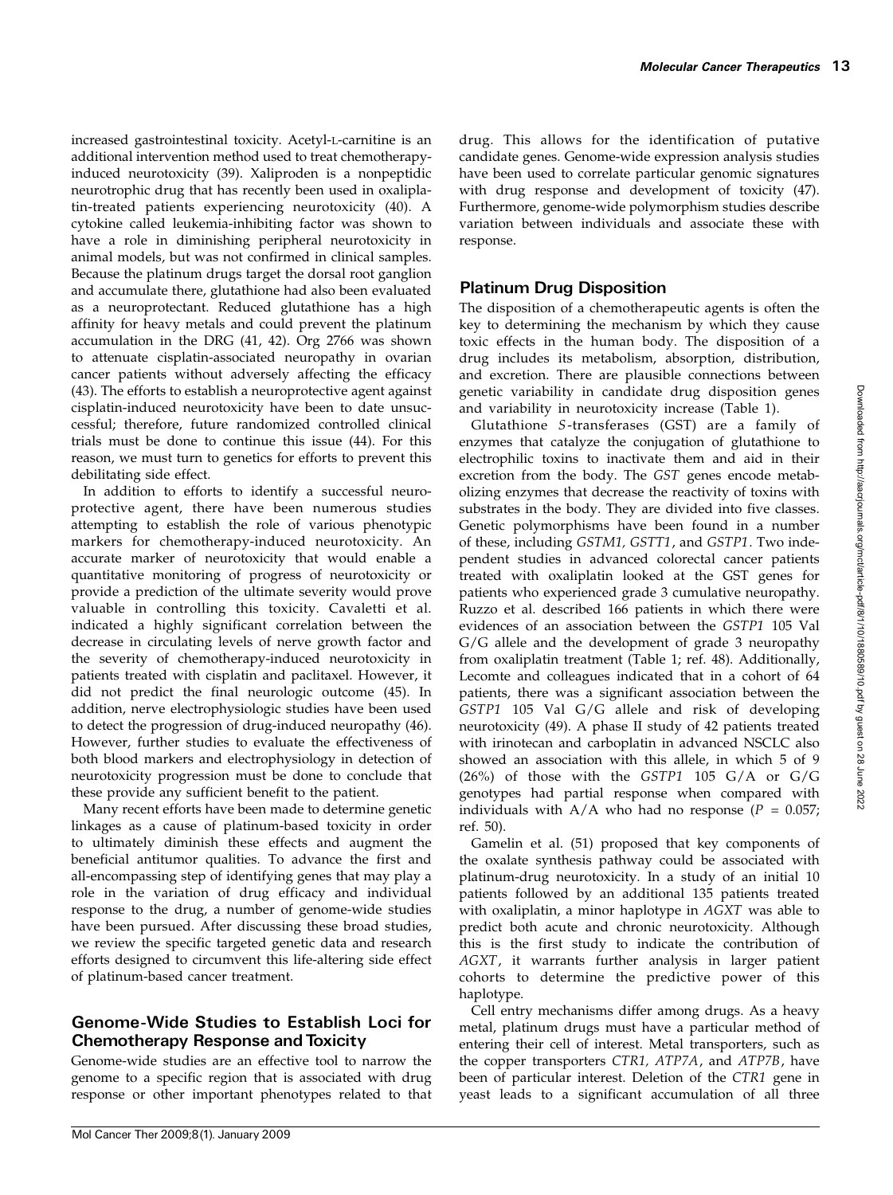increased gastrointestinal toxicity. Acetyl-L-carnitine is an additional intervention method used to treat chemotherapy-induced neurotoxicity (39). Xaliproden is a nonpeptidic neurotrophic drug that has recently been used in oxaliplatin-treated patients experiencing neurotoxicity (40). A cytokine called leukemia-inhibiting factor was shown to have a role in diminishing peripheral neurotoxicity in animal models, but was not confirmed in clinical samples. Because the platinum drugs target the dorsal root ganglion and accumulate there, glutathione had also been evaluated as a neuroprotectant. Reduced glutathione has a high affinity for heavy metals and could prevent the platinum accumulation in the DRG (41, 42). Org 2766 was shown to attenuate cisplatin-associated neuropathy in ovarian cancer patients without adversely affecting the efficacy (43). The efforts to establish a neuroprotective agent against cisplatin-induced neurotoxicity have been to date unsuccessful; therefore, future randomized controlled clinical trials must be done to continue this issue (44). For this reason, we must turn to genetics for efforts to prevent this debilitating side effect.

In addition to efforts to identify a successful neuroprotective agent, there have been numerous studies attempting to establish the role of various phenotypic markers for chemotherapy-induced neurotoxicity. An accurate marker of neurotoxicity that would enable a quantitative monitoring of progress of neurotoxicity or provide a prediction of the ultimate severity would prove valuable in controlling this toxicity. Cavaletti et al. indicated a highly significant correlation between the decrease in circulating levels of nerve growth factor and the severity of chemotherapy-induced neurotoxicity in patients treated with cisplatin and paclitaxel. However, it did not predict the final neurologic outcome (45). In addition, nerve electrophysiologic studies have been used to detect the progression of drug-induced neuropathy (46). However, further studies to evaluate the effectiveness of both blood markers and electrophysiology in detection of neurotoxicity progression must be done to conclude that these provide any sufficient benefit to the patient.

Many recent efforts have been made to determine genetic linkages as a cause of platinum-based toxicity in order to ultimately diminish these effects and augment the beneficial antitumor qualities. To advance the first and all-encompassing step of identifying genes that may play a role in the variation of drug efficacy and individual response to the drug, a number of genome-wide studies have been pursued. After discussing these broad studies, we review the specific targeted genetic data and research efforts designed to circumvent this life-altering side effect of platinum-based cancer treatment.

## Genome-Wide Studies to Establish Loci for Chemotherapy Response and Toxicity

Genome-wide studies are an effective tool to narrow the genome to a specific region that is associated with drug response or other important phenotypes related to that drug. This allows for the identification of putative candidate genes. Genome-wide expression analysis studies have been used to correlate particular genomic signatures with drug response and development of toxicity (47). Furthermore, genome-wide polymorphism studies describe variation between individuals and associate these with response.

## Platinum Drug Disposition

The disposition of a chemotherapeutic agents is often the key to determining the mechanism by which they cause toxic effects in the human body. The disposition of a drug includes its metabolism, absorption, distribution, and excretion. There are plausible connections between genetic variability in candidate drug disposition genes and variability in neurotoxicity increase (Table 1).

Glutathione *S*-transferases (GST) are a family of enzymes that catalyze the conjugation of glutathione to electrophilic toxins to inactivate them and aid in their excretion from the body. The *GST* genes encode metabolizing enzymes that decrease the reactivity of toxins with substrates in the body. They are divided into five classes. Genetic polymorphisms have been found in a number of these, including *GSTM1, GSTT1*, and *GSTP1*. Two independent studies in advanced colorectal cancer patients treated with oxaliplatin looked at the GST genes for patients who experienced grade 3 cumulative neuropathy. Ruzzo et al. described 166 patients in which there were evidences of an association between the *GSTP1* 105 Val G/G allele and the development of grade 3 neuropathy from oxaliplatin treatment (Table 1; ref. 48). Additionally, Lecomte and colleagues indicated that in a cohort of 64 patients, there was a significant association between the *GSTP1* 105 Val G/G allele and risk of developing neurotoxicity (49). A phase II study of 42 patients treated with irinotecan and carboplatin in advanced NSCLC also showed an association with this allele, in which 5 of 9 (26%) of those with the *GSTP1* 105 G/A or G/G genotypes had partial response when compared with individuals with A/A who had no response ($P = 0.057$; ref. 50).

Gamelin et al. (51) proposed that key components of the oxalate synthesis pathway could be associated with platinum-drug neurotoxicity. In a study of an initial 10 patients followed by an additional 135 patients treated with oxaliplatin, a minor haplotype in *AGXT* was able to predict both acute and chronic neurotoxicity. Although this is the first study to indicate the contribution of *AGXT*, it warrants further analysis in larger patient cohorts to determine the predictive power of this haplotype.

Cell entry mechanisms differ among drugs. As a heavy metal, platinum drugs must have a particular method of entering their cell of interest. Metal transporters, such as the copper transporters *CTR1, ATP7A*, and *ATP7B*, have been of particular interest. Deletion of the *CTR1* gene in yeast leads to a significant accumulation of all three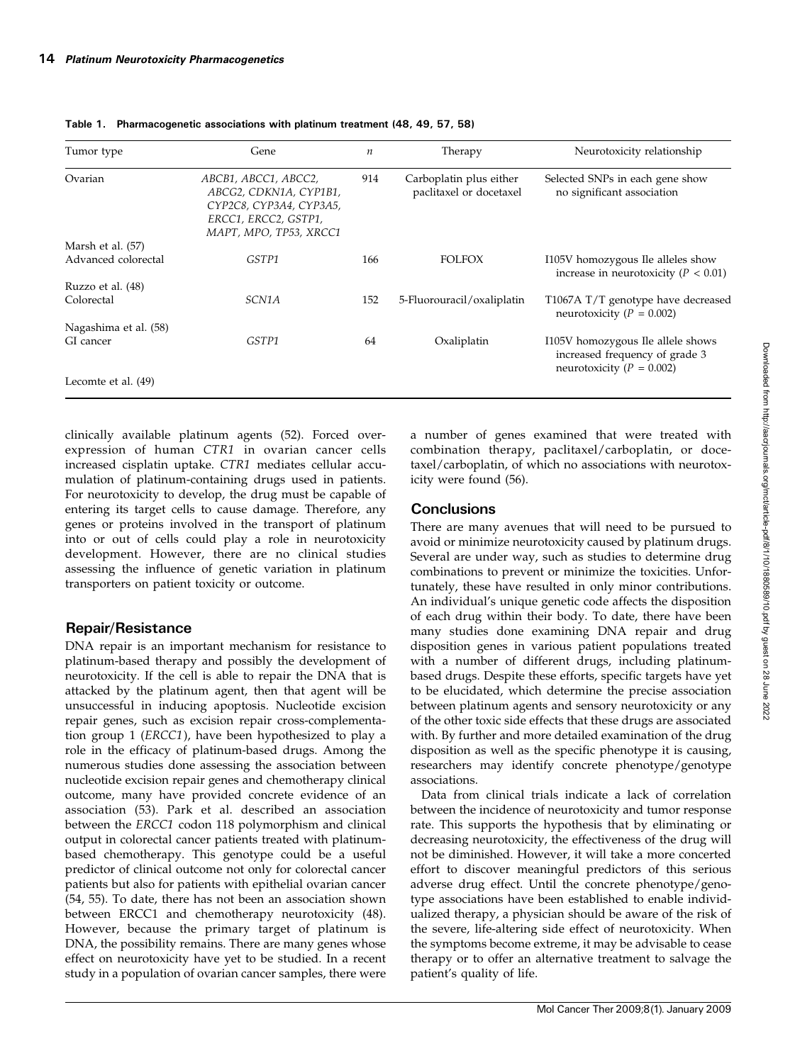**Table 1. Pharmacogenetic associations with platinum treatment (48, 49, 57, 58)**

| Tumor type | Gene | *n* | Therapy | Neurotoxicity relationship |
|---|---|---|---|---|
| Ovarian | *ABCB1, ABCC1, ABCC2, ABCG2, CDKN1A, CYP1B1, CYP2C8, CYP3A4, CYP3A5, ERCC1, ERCC2, GSTP1, MAPT, MPO, TP53, XRCC1* | 914 | Carboplatin plus either paclitaxel or docetaxel | Selected SNPs in each gene show no significant association |
| Marsh et al. (57) | | | | |
| Advanced colorectal | *GSTP1* | 166 | FOLFOX | I105V homozygous Ile alleles show increase in neurotoxicity ($P < 0.01$) |
| Ruzzo et al. (48) | | | | |
| Colorectal | *SCN1A* | 152 | 5-Fluorouracil/oxaliplatin | T1067A T/T genotype have decreased neurotoxicity ($P = 0.002$) |
| Nagashima et al. (58) | | | | |
| GI cancer | *GSTP1* | 64 | Oxaliplatin | I105V homozygous Ile allele shows increased frequency of grade 3 neurotoxicity ($P = 0.002$) |
| Lecomte et al. (49) | | | | |

clinically available platinum agents (52). Forced overexpression of human *CTR1* in ovarian cancer cells increased cisplatin uptake. *CTR1* mediates cellular accumulation of platinum-containing drugs used in patients. For neurotoxicity to develop, the drug must be capable of entering its target cells to cause damage. Therefore, any genes or proteins involved in the transport of platinum into or out of cells could play a role in neurotoxicity development. However, there are no clinical studies assessing the influence of genetic variation in platinum transporters on patient toxicity or outcome.

## Repair/Resistance

DNA repair is an important mechanism for resistance to platinum-based therapy and possibly the development of neurotoxicity. If the cell is able to repair the DNA that is attacked by the platinum agent, then that agent will be unsuccessful in inducing apoptosis. Nucleotide excision repair genes, such as excision repair cross-complementation group 1 (*ERCC1*), have been hypothesized to play a role in the efficacy of platinum-based drugs. Among the numerous studies done assessing the association between nucleotide excision repair genes and chemotherapy clinical outcome, many have provided concrete evidence of an association (53). Park et al. described an association between the *ERCC1* codon 118 polymorphism and clinical output in colorectal cancer patients treated with platinum-based chemotherapy. This genotype could be a useful predictor of clinical outcome not only for colorectal cancer patients but also for patients with epithelial ovarian cancer (54, 55). To date, there has not been an association shown between ERCC1 and chemotherapy neurotoxicity (48). However, because the primary target of platinum is DNA, the possibility remains. There are many genes whose effect on neurotoxicity have yet to be studied. In a recent study in a population of ovarian cancer samples, there were a number of genes examined that were treated with combination therapy, paclitaxel/carboplatin, or docetaxel/carboplatin, of which no associations with neurotoxicity were found (56).

## Conclusions

There are many avenues that will need to be pursued to avoid or minimize neurotoxicity caused by platinum drugs. Several are under way, such as studies to determine drug combinations to prevent or minimize the toxicities. Unfortunately, these have resulted in only minor contributions. An individual's unique genetic code affects the disposition of each drug within their body. To date, there have been many studies done examining DNA repair and drug disposition genes in various patient populations treated with a number of different drugs, including platinum-based drugs. Despite these efforts, specific targets have yet to be elucidated, which determine the precise association between platinum agents and sensory neurotoxicity or any of the other toxic side effects that these drugs are associated with. By further and more detailed examination of the drug disposition as well as the specific phenotype it is causing, researchers may identify concrete phenotype/genotype associations.

Data from clinical trials indicate a lack of correlation between the incidence of neurotoxicity and tumor response rate. This supports the hypothesis that by eliminating or decreasing neurotoxicity, the effectiveness of the drug will not be diminished. However, it will take a more concerted effort to discover meaningful predictors of this serious adverse drug effect. Until the concrete phenotype/genotype associations have been established to enable individualized therapy, a physician should be aware of the risk of the severe, life-altering side effect of neurotoxicity. When the symptoms become extreme, it may be advisable to cease therapy or to offer an alternative treatment to salvage the patient's quality of life.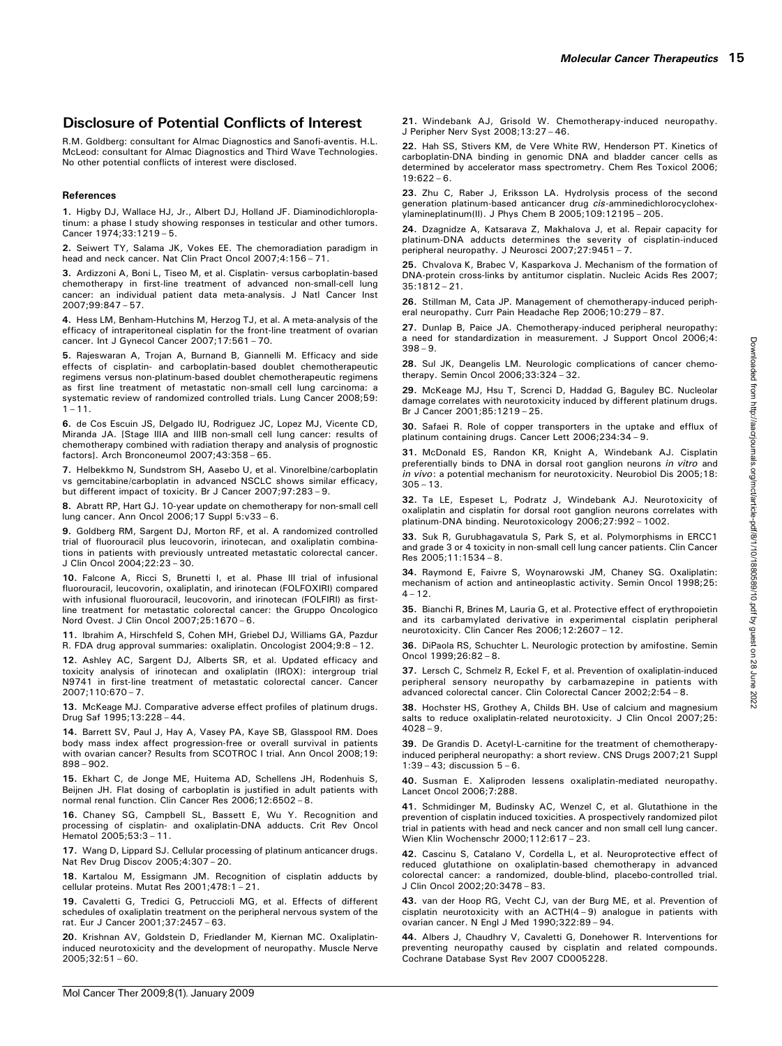## Disclosure of Potential Conflicts of Interest

R.M. Goldberg: consultant for Almac Diagnostics and Sanofi-aventis. H.L. McLeod: consultant for Almac Diagnostics and Third Wave Technologies. No other potential conflicts of interest were disclosed.

### References

1. Higby DJ, Wallace HJ, Jr., Albert DJ, Holland JF. Diaminodichloroplatinum: a phase I study showing responses in testicular and other tumors. Cancer 1974;33:1219 – 5.

2. Seiwert TY, Salama JK, Vokes EE. The chemoradiation paradigm in head and neck cancer. Nat Clin Pract Oncol 2007;4:156 – 71.

3. Ardizzoni A, Boni L, Tiseo M, et al. Cisplatin- versus carboplatin-based chemotherapy in first-line treatment of advanced non-small-cell lung cancer: an individual patient data meta-analysis. J Natl Cancer Inst 2007;99:847 – 57.

4. Hess LM, Benham-Hutchins M, Herzog TJ, et al. A meta-analysis of the efficacy of intraperitoneal cisplatin for the front-line treatment of ovarian cancer. Int J Gynecol Cancer 2007;17:561 – 70.

5. Rajeswaran A, Trojan A, Burnand B, Giannelli M. Efficacy and side effects of cisplatin- and carboplatin-based doublet chemotherapeutic regimens versus non-platinum-based doublet chemotherapeutic regimens as first line treatment of metastatic non-small cell lung carcinoma: a systematic review of randomized controlled trials. Lung Cancer 2008;59: 1 – 11.

6. de Cos Escuin JS, Delgado IU, Rodriguez JC, Lopez MJ, Vicente CD, Miranda JA. [Stage IIIA and IIIB non-small cell lung cancer: results of chemotherapy combined with radiation therapy and analysis of prognostic factors]. Arch Bronconeumol 2007;43:358 – 65.

7. Helbekkmo N, Sundstrom SH, Aasebo U, et al. Vinorelbine/carboplatin vs gemcitabine/carboplatin in advanced NSCLC shows similar efficacy, but different impact of toxicity. Br J Cancer 2007;97:283 – 9.

8. Abratt RP, Hart GJ. 10-year update on chemotherapy for non-small cell lung cancer. Ann Oncol 2006;17 Suppl 5:v33 – 6.

9. Goldberg RM, Sargent DJ, Morton RF, et al. A randomized controlled trial of fluorouracil plus leucovorin, irinotecan, and oxaliplatin combinations in patients with previously untreated metastatic colorectal cancer. J Clin Oncol 2004;22:23 – 30.

10. Falcone A, Ricci S, Brunetti I, et al. Phase III trial of infusional fluorouracil, leucovorin, oxaliplatin, and irinotecan (FOLFOXIRI) compared with infusional fluorouracil, leucovorin, and irinotecan (FOLFIRI) as first-line treatment for metastatic colorectal cancer: the Gruppo Oncologico Nord Ovest. J Clin Oncol 2007;25:1670 – 6.

11. Ibrahim A, Hirschfeld S, Cohen MH, Griebel DJ, Williams GA, Pazdur R. FDA drug approval summaries: oxaliplatin. Oncologist 2004;9:8 – 12.

12. Ashley AC, Sargent DJ, Alberts SR, et al. Updated efficacy and toxicity analysis of irinotecan and oxaliplatin (IROX): intergroup trial N9741 in first-line treatment of metastatic colorectal cancer. Cancer 2007;110:670 – 7.

13. McKeage MJ. Comparative adverse effect profiles of platinum drugs. Drug Saf 1995;13:228 – 44.

14. Barrett SV, Paul J, Hay A, Vasey PA, Kaye SB, Glasspool RM. Does body mass index affect progression-free or overall survival in patients with ovarian cancer? Results from SCOTROC I trial. Ann Oncol 2008;19: 898 – 902.

15. Ekhart C, de Jonge ME, Huitema AD, Schellens JH, Rodenhuis S, Beijnen JH. Flat dosing of carboplatin is justified in adult patients with normal renal function. Clin Cancer Res 2006;12:6502 – 8.

16. Chaney SG, Campbell SL, Bassett E, Wu Y. Recognition and processing of cisplatin- and oxaliplatin-DNA adducts. Crit Rev Oncol Hematol 2005;53:3 – 11.

17. Wang D, Lippard SJ. Cellular processing of platinum anticancer drugs. Nat Rev Drug Discov 2005;4:307 – 20.

18. Kartalou M, Essigmann JM. Recognition of cisplatin adducts by cellular proteins. Mutat Res 2001;478:1 – 21.

19. Cavaletti G, Tredici G, Petruccioli MG, et al. Effects of different schedules of oxaliplatin treatment on the peripheral nervous system of the rat. Eur J Cancer 2001;37:2457 – 63.

20. Krishnan AV, Goldstein D, Friedlander M, Kiernan MC. Oxaliplatin-induced neurotoxicity and the development of neuropathy. Muscle Nerve 2005;32:51 – 60.

21. Windebank AJ, Grisold W. Chemotherapy-induced neuropathy. J Peripher Nerv Syst 2008;13:27 – 46.

22. Hah SS, Stivers KM, de Vere White RW, Henderson PT. Kinetics of carboplatin-DNA binding in genomic DNA and bladder cancer cells as determined by accelerator mass spectrometry. Chem Res Toxicol 2006; 19:622 – 6.

23. Zhu C, Raber J, Eriksson LA. Hydrolysis process of the second generation platinum-based anticancer drug *cis*-amminedichlorocyclohexylamineplatinum(II). J Phys Chem B 2005;109:12195 – 205.

24. Dzagnidze A, Katsarava Z, Makhalova J, et al. Repair capacity for platinum-DNA adducts determines the severity of cisplatin-induced peripheral neuropathy. J Neurosci 2007;27:9451 – 7.

25. Chvalova K, Brabec V, Kasparkova J. Mechanism of the formation of DNA-protein cross-links by antitumor cisplatin. Nucleic Acids Res 2007; 35:1812 – 21.

26. Stillman M, Cata JP. Management of chemotherapy-induced peripheral neuropathy. Curr Pain Headache Rep 2006;10:279 – 87.

27. Dunlap B, Paice JA. Chemotherapy-induced peripheral neuropathy: a need for standardization in measurement. J Support Oncol 2006;4: 398 – 9.

28. Sul JK, Deangelis LM. Neurologic complications of cancer chemotherapy. Semin Oncol 2006;33:324 – 32.

29. McKeage MJ, Hsu T, Screnci D, Haddad G, Baguley BC. Nucleolar damage correlates with neurotoxicity induced by different platinum drugs. Br J Cancer 2001;85:1219 – 25.

30. Safaei R. Role of copper transporters in the uptake and efflux of platinum containing drugs. Cancer Lett 2006;234:34 – 9.

31. McDonald ES, Randon KR, Knight A, Windebank AJ. Cisplatin preferentially binds to DNA in dorsal root ganglion neurons *in vitro* and *in vivo*: a potential mechanism for neurotoxicity. Neurobiol Dis 2005;18: 305 – 13.

32. Ta LE, Espeset L, Podratz J, Windebank AJ. Neurotoxicity of oxaliplatin and cisplatin for dorsal root ganglion neurons correlates with platinum-DNA binding. Neurotoxicology 2006;27:992 – 1002.

33. Suk R, Gurubhagavatula S, Park S, et al. Polymorphisms in ERCC1 and grade 3 or 4 toxicity in non-small cell lung cancer patients. Clin Cancer Res 2005;11:1534 – 8.

34. Raymond E, Faivre S, Woynarowski JM, Chaney SG. Oxaliplatin: mechanism of action and antineoplastic activity. Semin Oncol 1998;25: 4 – 12.

35. Bianchi R, Brines M, Lauria G, et al. Protective effect of erythropoietin and its carbamylated derivative in experimental cisplatin peripheral neurotoxicity. Clin Cancer Res 2006;12:2607 – 12.

36. DiPaola RS, Schuchter L. Neurologic protection by amifostine. Semin Oncol 1999;26:82 – 8.

37. Lersch C, Schmelz R, Eckel F, et al. Prevention of oxaliplatin-induced peripheral sensory neuropathy by carbamazepine in patients with advanced colorectal cancer. Clin Colorectal Cancer 2002;2:54 – 8.

38. Hochster HS, Grothey A, Childs BH. Use of calcium and magnesium salts to reduce oxaliplatin-related neurotoxicity. J Clin Oncol 2007;25: 4028 – 9.

39. De Grandis D. Acetyl-L-carnitine for the treatment of chemotherapy-induced peripheral neuropathy: a short review. CNS Drugs 2007;21 Suppl 1:39 – 43; discussion 5 – 6.

40. Susman E. Xaliproden lessens oxaliplatin-mediated neuropathy. Lancet Oncol 2006;7:288.

41. Schmidinger M, Budinsky AC, Wenzel C, et al. Glutathione in the prevention of cisplatin induced toxicities. A prospectively randomized pilot trial in patients with head and neck cancer and non small cell lung cancer. Wien Klin Wochenschr 2000;112:617 – 23.

42. Cascinu S, Catalano V, Cordella L, et al. Neuroprotective effect of reduced glutathione on oxaliplatin-based chemotherapy in advanced colorectal cancer: a randomized, double-blind, placebo-controlled trial. J Clin Oncol 2002;20:3478 – 83.

43. van der Hoop RG, Vecht CJ, van der Burg ME, et al. Prevention of cisplatin neurotoxicity with an ACTH(4 – 9) analogue in patients with ovarian cancer. N Engl J Med 1990;322:89 – 94.

44. Albers J, Chaudhry V, Cavaletti G, Donehower R. Interventions for preventing neuropathy caused by cisplatin and related compounds. Cochrane Database Syst Rev 2007 CD005228.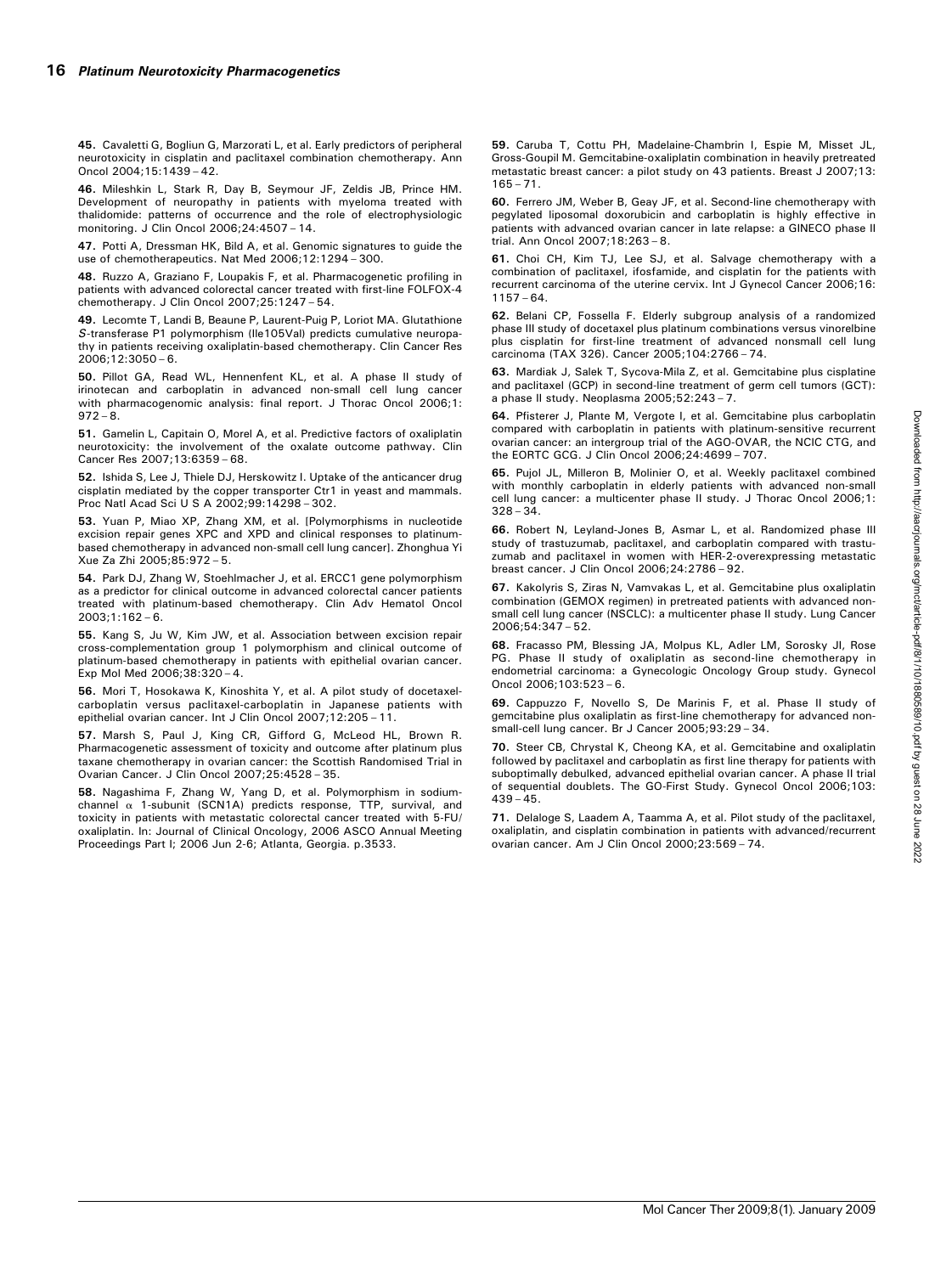45. Cavaletti G, Bogliun G, Marzorati L, et al. Early predictors of peripheral neurotoxicity in cisplatin and paclitaxel combination chemotherapy. Ann Oncol 2004;15:1439 – 42.

46. Mileshkin L, Stark R, Day B, Seymour JF, Zeldis JB, Prince HM. Development of neuropathy in patients with myeloma treated with thalidomide: patterns of occurrence and the role of electrophysiologic monitoring. J Clin Oncol 2006;24:4507 – 14.

47. Potti A, Dressman HK, Bild A, et al. Genomic signatures to guide the use of chemotherapeutics. Nat Med 2006;12:1294 – 300.

48. Ruzzo A, Graziano F, Loupakis F, et al. Pharmacogenetic profiling in patients with advanced colorectal cancer treated with first-line FOLFOX-4 chemotherapy. J Clin Oncol 2007;25:1247 – 54.

49. Lecomte T, Landi B, Beaune P, Laurent-Puig P, Loriot MA. Glutathione *S*-transferase P1 polymorphism (Ile105Val) predicts cumulative neuropathy in patients receiving oxaliplatin-based chemotherapy. Clin Cancer Res 2006;12:3050 – 6.

50. Pillot GA, Read WL, Hennenfent KL, et al. A phase II study of irinotecan and carboplatin in advanced non-small cell lung cancer with pharmacogenomic analysis: final report. J Thorac Oncol 2006;1: 972 – 8.

51. Gamelin L, Capitain O, Morel A, et al. Predictive factors of oxaliplatin neurotoxicity: the involvement of the oxalate outcome pathway. Clin Cancer Res 2007;13:6359 – 68.

52. Ishida S, Lee J, Thiele DJ, Herskowitz I. Uptake of the anticancer drug cisplatin mediated by the copper transporter Ctr1 in yeast and mammals. Proc Natl Acad Sci U S A 2002;99:14298 – 302.

53. Yuan P, Miao XP, Zhang XM, et al. [Polymorphisms in nucleotide excision repair genes XPC and XPD and clinical responses to platinum-based chemotherapy in advanced non-small cell lung cancer]. Zhonghua Yi Xue Za Zhi 2005;85:972 – 5.

54. Park DJ, Zhang W, Stoehlmacher J, et al. ERCC1 gene polymorphism as a predictor for clinical outcome in advanced colorectal cancer patients treated with platinum-based chemotherapy. Clin Adv Hematol Oncol 2003;1:162 – 6.

55. Kang S, Ju W, Kim JW, et al. Association between excision repair cross-complementation group 1 polymorphism and clinical outcome of platinum-based chemotherapy in patients with epithelial ovarian cancer. Exp Mol Med 2006;38:320 – 4.

56. Mori T, Hosokawa K, Kinoshita Y, et al. A pilot study of docetaxel-carboplatin versus paclitaxel-carboplatin in Japanese patients with epithelial ovarian cancer. Int J Clin Oncol 2007;12:205 – 11.

57. Marsh S, Paul J, King CR, Gifford G, McLeod HL, Brown R. Pharmacogenetic assessment of toxicity and outcome after platinum plus taxane chemotherapy in ovarian cancer: the Scottish Randomised Trial in Ovarian Cancer. J Clin Oncol 2007;25:4528 – 35.

58. Nagashima F, Zhang W, Yang D, et al. Polymorphism in sodium-channel α 1-subunit (SCN1A) predicts response, TTP, survival, and toxicity in patients with metastatic colorectal cancer treated with 5-FU/oxaliplatin. In: Journal of Clinical Oncology, 2006 ASCO Annual Meeting Proceedings Part I; 2006 Jun 2-6; Atlanta, Georgia. p.3533.

59. Caruba T, Cottu PH, Madelaine-Chambrin I, Espie M, Misset JL, Gross-Goupil M. Gemcitabine-oxaliplatin combination in heavily pretreated metastatic breast cancer: a pilot study on 43 patients. Breast J 2007;13: 165 – 71.

60. Ferrero JM, Weber B, Geay JF, et al. Second-line chemotherapy with pegylated liposomal doxorubicin and carboplatin is highly effective in patients with advanced ovarian cancer in late relapse: a GINECO phase II trial. Ann Oncol 2007;18:263 – 8.

61. Choi CH, Kim TJ, Lee SJ, et al. Salvage chemotherapy with a combination of paclitaxel, ifosfamide, and cisplatin for the patients with recurrent carcinoma of the uterine cervix. Int J Gynecol Cancer 2006;16: 1157 – 64.

62. Belani CP, Fossella F. Elderly subgroup analysis of a randomized phase III study of docetaxel plus platinum combinations versus vinorelbine plus cisplatin for first-line treatment of advanced nonsmall cell lung carcinoma (TAX 326). Cancer 2005;104:2766 – 74.

63. Mardiak J, Salek T, Sycova-Mila Z, et al. Gemcitabine plus cisplatine and paclitaxel (GCP) in second-line treatment of germ cell tumors (GCT): a phase II study. Neoplasma 2005;52:243 – 7.

64. Pfisterer J, Plante M, Vergote I, et al. Gemcitabine plus carboplatin compared with carboplatin in patients with platinum-sensitive recurrent ovarian cancer: an intergroup trial of the AGO-OVAR, the NCIC CTG, and the EORTC GCG. J Clin Oncol 2006;24:4699 – 707.

65. Pujol JL, Milleron B, Molinier O, et al. Weekly paclitaxel combined with monthly carboplatin in elderly patients with advanced non-small cell lung cancer: a multicenter phase II study. J Thorac Oncol 2006;1: 328 – 34.

66. Robert N, Leyland-Jones B, Asmar L, et al. Randomized phase III study of trastuzumab, paclitaxel, and carboplatin compared with trastuzumab and paclitaxel in women with HER-2-overexpressing metastatic breast cancer. J Clin Oncol 2006;24:2786 – 92.

67. Kakolyris S, Ziras N, Vamvakas L, et al. Gemcitabine plus oxaliplatin combination (GEMOX regimen) in pretreated patients with advanced non-small cell lung cancer (NSCLC): a multicenter phase II study. Lung Cancer 2006;54:347 – 52.

68. Fracasso PM, Blessing JA, Molpus KL, Adler LM, Sorosky JI, Rose PG. Phase II study of oxaliplatin as second-line chemotherapy in endometrial carcinoma: a Gynecologic Oncology Group study. Gynecol Oncol 2006;103:523 – 6.

69. Cappuzzo F, Novello S, De Marinis F, et al. Phase II study of gemcitabine plus oxaliplatin as first-line chemotherapy for advanced non-small-cell lung cancer. Br J Cancer 2005;93:29 – 34.

70. Steer CB, Chrystal K, Cheong KA, et al. Gemcitabine and oxaliplatin followed by paclitaxel and carboplatin as first line therapy for patients with suboptimally debulked, advanced epithelial ovarian cancer. A phase II trial of sequential doublets. The GO-First Study. Gynecol Oncol 2006;103: 439 – 45.

71. Delaloge S, Laadem A, Taamma A, et al. Pilot study of the paclitaxel, oxaliplatin, and cisplatin combination in patients with advanced/recurrent ovarian cancer. Am J Clin Oncol 2000;23:569 – 74.